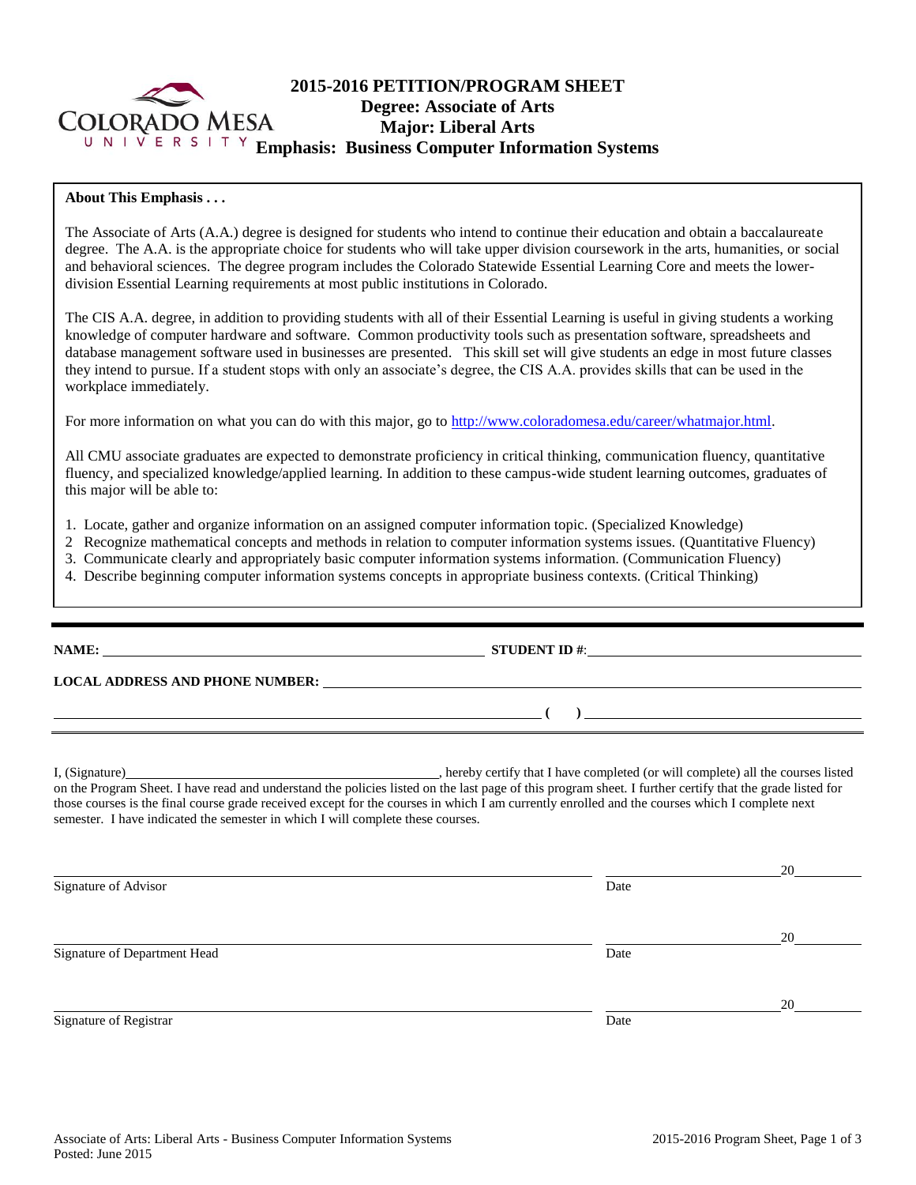# 2015-2016 PETITION/PROGRAM SHEET
## Degree: Associate of Arts
## Major: Liberal Arts
## Emphasis: Business Computer Information Systems

**About This Emphasis . . .**

The Associate of Arts (A.A.) degree is designed for students who intend to continue their education and obtain a baccalaureate degree. The A.A. is the appropriate choice for students who will take upper division coursework in the arts, humanities, or social and behavioral sciences. The degree program includes the Colorado Statewide Essential Learning Core and meets the lower-division Essential Learning requirements at most public institutions in Colorado.

The CIS A.A. degree, in addition to providing students with all of their Essential Learning is useful in giving students a working knowledge of computer hardware and software. Common productivity tools such as presentation software, spreadsheets and database management software used in businesses are presented. This skill set will give students an edge in most future classes they intend to pursue. If a student stops with only an associate's degree, the CIS A.A. provides skills that can be used in the workplace immediately.

For more information on what you can do with this major, go to http://www.coloradomesa.edu/career/whatmajor.html.

All CMU associate graduates are expected to demonstrate proficiency in critical thinking, communication fluency, quantitative fluency, and specialized knowledge/applied learning. In addition to these campus-wide student learning outcomes, graduates of this major will be able to:

1. Locate, gather and organize information on an assigned computer information topic. (Specialized Knowledge)
2. Recognize mathematical concepts and methods in relation to computer information systems issues. (Quantitative Fluency)
3. Communicate clearly and appropriately basic computer information systems information. (Communication Fluency)
4. Describe beginning computer information systems concepts in appropriate business contexts. (Critical Thinking)

---

**NAME:** ______________________________ **STUDENT ID #:** ______________________________

**LOCAL ADDRESS AND PHONE NUMBER:** ______________________________

______________________________ **( )** ______________________________

I, (Signature)______________________________, hereby certify that I have completed (or will complete) all the courses listed on the Program Sheet. I have read and understand the policies listed on the last page of this program sheet. I further certify that the grade listed for those courses is the final course grade received except for the courses in which I am currently enrolled and the courses which I complete next semester. I have indicated the semester in which I will complete these courses.

______________________________ ______________ 20______
Signature of Advisor Date

______________________________ ______________ 20______
Signature of Department Head Date

______________________________ ______________ 20______
Signature of Registrar Date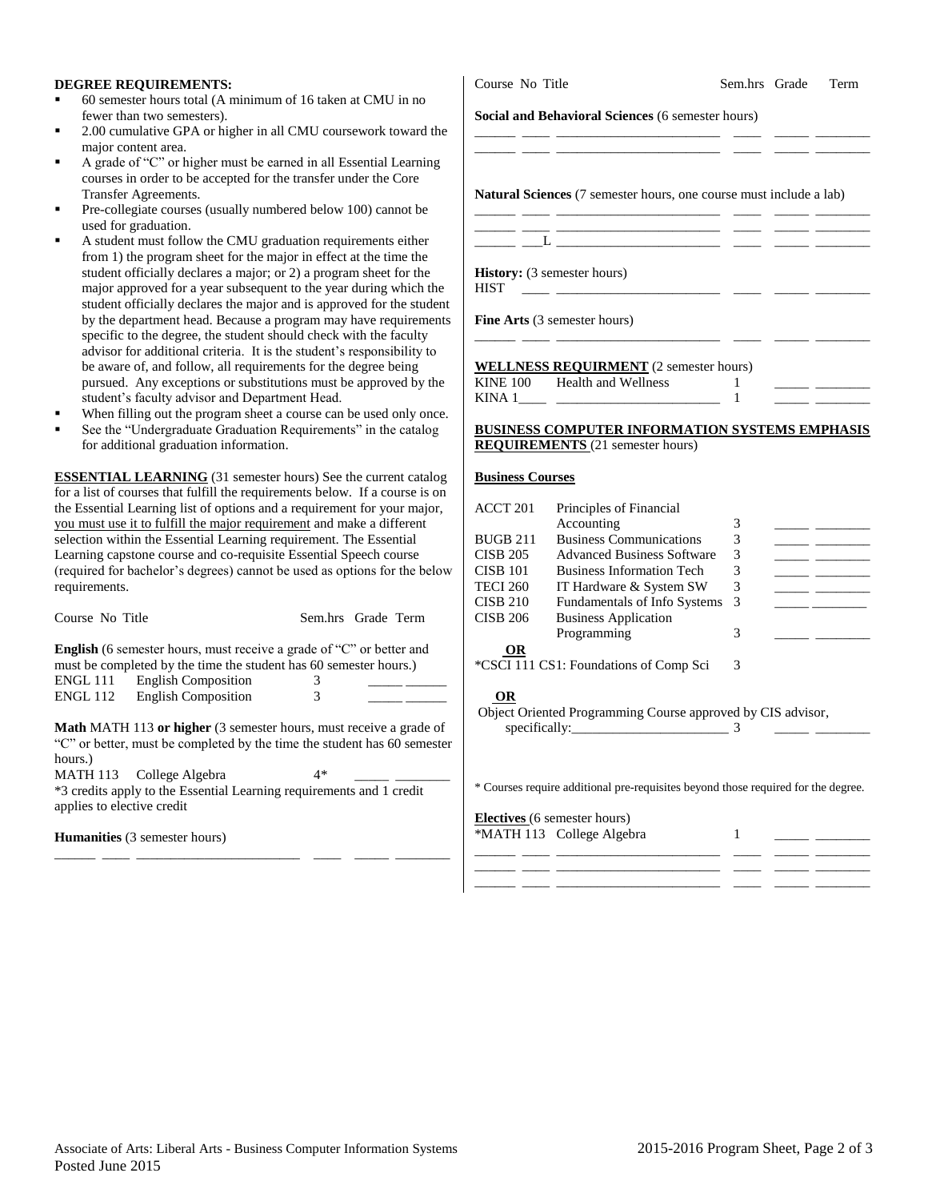**DEGREE REQUIREMENTS:**

- 60 semester hours total (A minimum of 16 taken at CMU in no fewer than two semesters).
- 2.00 cumulative GPA or higher in all CMU coursework toward the major content area.
- A grade of "C" or higher must be earned in all Essential Learning courses in order to be accepted for the transfer under the Core Transfer Agreements.
- Pre-collegiate courses (usually numbered below 100) cannot be used for graduation.
- A student must follow the CMU graduation requirements either from 1) the program sheet for the major in effect at the time the student officially declares a major; or 2) a program sheet for the major approved for a year subsequent to the year during which the student officially declares the major and is approved for the student by the department head. Because a program may have requirements specific to the degree, the student should check with the faculty advisor for additional criteria. It is the student's responsibility to be aware of, and follow, all requirements for the degree being pursued. Any exceptions or substitutions must be approved by the student's faculty advisor and Department Head.
- When filling out the program sheet a course can be used only once.
- See the "Undergraduate Graduation Requirements" in the catalog for additional graduation information.

**ESSENTIAL LEARNING** (31 semester hours) See the current catalog for a list of courses that fulfill the requirements below. If a course is on the Essential Learning list of options and a requirement for your major, you must use it to fulfill the major requirement and make a different selection within the Essential Learning requirement. The Essential Learning capstone course and co-requisite Essential Speech course (required for bachelor's degrees) cannot be used as options for the below requirements.

Course No Title Sem.hrs Grade Term

**English** (6 semester hours, must receive a grade of "C" or better and must be completed by the time the student has 60 semester hours.)

| Course No | Title | Sem.hrs | Grade | Term |
|---|---|---|---|---|
| ENGL 111 | English Composition | 3 | _____ | ______ |
| ENGL 112 | English Composition | 3 | _____ | ______ |

**Math** MATH 113 **or higher** (3 semester hours, must receive a grade of "C" or better, must be completed by the time the student has 60 semester hours.)

| Course No | Title | Sem.hrs | Grade | Term |
|---|---|---|---|---|
| MATH 113 | College Algebra | 4* | _____ | ________ |

*3 credits apply to the Essential Learning requirements and 1 credit applies to elective credit

**Humanities** (3 semester hours)

______ ____ _______________________ ____ _____ ________

Course No Title Sem.hrs Grade Term

**Social and Behavioral Sciences** (6 semester hours)

______ ____ _______________________ ____ _____ ________
______ ____ _______________________ ____ _____ ________

**Natural Sciences** (7 semester hours, one course must include a lab)

______ ____ _______________________ ____ _____ ________
______ ____ _______________________ ____ _____ ________
______ ___L _______________________ ____ _____ ________

**History:** (3 semester hours)

HIST ____ _______________________ ____ _____ ________

**Fine Arts** (3 semester hours)

______ ____ _______________________ ____ _____ ________

**WELLNESS REQUIRMENT** (2 semester hours)

| Course No | Title | Sem.hrs | Grade | Term |
|---|---|---|---|---|
| KINE 100 | Health and Wellness | 1 | _____ | ________ |
| KINA 1____ | _______________________ | 1 | _____ | ________ |

**BUSINESS COMPUTER INFORMATION SYSTEMS EMPHASIS REQUIREMENTS** (21 semester hours)

**Business Courses**

| Course No | Title | Sem.hrs | Grade | Term |
|---|---|---|---|---|
| ACCT 201 | Principles of Financial Accounting | 3 | _____ | ________ |
| BUGB 211 | Business Communications | 3 | _____ | ________ |
| CISB 205 | Advanced Business Software | 3 | _____ | ________ |
| CISB 101 | Business Information Tech | 3 | _____ | ________ |
| TECI 260 | IT Hardware & System SW | 3 | _____ | ________ |
| CISB 210 | Fundamentals of Info Systems | 3 | _____ | ________ |
| CISB 206 | Business Application Programming | 3 | _____ | ________ |
| **OR** | | | | |
| *CSCI 111 | CS1: Foundations of Comp Sci | 3 | | |
| **OR** | | | | |

Object Oriented Programming Course approved by CIS advisor, specifically:_______________________ 3 _____ ________

* Courses require additional pre-requisites beyond those required for the degree.

**Electives** (6 semester hours)

| Course No | Title | Sem.hrs | Grade | Term |
|---|---|---|---|---|
| *MATH 113 | College Algebra | 1 | _____ | ________ |
| ______ ____ | _______________________ | ____ | _____ | ________ |
| ______ ____ | _______________________ | ____ | _____ | ________ |
| ______ ____ | _______________________ | ____ | _____ | ________ |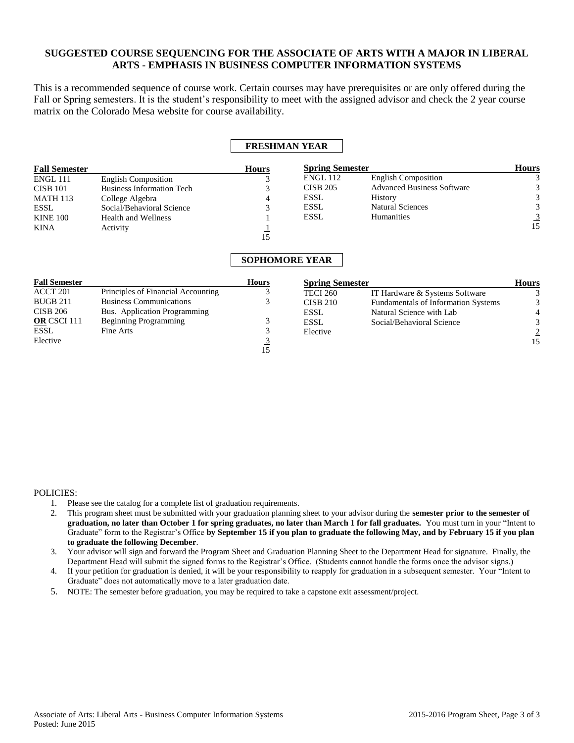**SUGGESTED COURSE SEQUENCING FOR THE ASSOCIATE OF ARTS WITH A MAJOR IN LIBERAL ARTS - EMPHASIS IN BUSINESS COMPUTER INFORMATION SYSTEMS**

This is a recommended sequence of course work. Certain courses may have prerequisites or are only offered during the Fall or Spring semesters. It is the student's responsibility to meet with the assigned advisor and check the 2 year course matrix on the Colorado Mesa website for course availability.

**FRESHMAN YEAR**

| Fall Semester | | Hours |
|---|---|---|
| ENGL 111 | English Composition | 3 |
| CISB 101 | Business Information Tech | 3 |
| MATH 113 | College Algebra | 4 |
| ESSL | Social/Behavioral Science | 3 |
| KINE 100 | Health and Wellness | 1 |
| KINA | Activity | 1 |
| | | 15 |

| Spring Semester | | Hours |
|---|---|---|
| ENGL 112 | English Composition | 3 |
| CISB 205 | Advanced Business Software | 3 |
| ESSL | History | 3 |
| ESSL | Natural Sciences | 3 |
| ESSL | Humanities | 3 |
| | | 15 |

**SOPHOMORE YEAR**

| Fall Semester | | Hours |
|---|---|---|
| ACCT 201 | Principles of Financial Accounting | 3 |
| BUGB 211 | Business Communications | 3 |
| CISB 206 | Bus. Application Programming | |
| **OR** CSCI 111 | Beginning Programming | 3 |
| ESSL | Fine Arts | 3 |
| Elective | | 3 |
| | | 15 |

| Spring Semester | | Hours |
|---|---|---|
| TECI 260 | IT Hardware & Systems Software | 3 |
| CISB 210 | Fundamentals of Information Systems | 3 |
| ESSL | Natural Science with Lab | 4 |
| ESSL | Social/Behavioral Science | 3 |
| Elective | | 2 |
| | | 15 |

POLICIES:

1. Please see the catalog for a complete list of graduation requirements.
2. This program sheet must be submitted with your graduation planning sheet to your advisor during the **semester prior to the semester of graduation, no later than October 1 for spring graduates, no later than March 1 for fall graduates.** You must turn in your "Intent to Graduate" form to the Registrar's Office **by September 15 if you plan to graduate the following May, and by February 15 if you plan to graduate the following December**.
3. Your advisor will sign and forward the Program Sheet and Graduation Planning Sheet to the Department Head for signature. Finally, the Department Head will submit the signed forms to the Registrar's Office. (Students cannot handle the forms once the advisor signs.)
4. If your petition for graduation is denied, it will be your responsibility to reapply for graduation in a subsequent semester. Your "Intent to Graduate" does not automatically move to a later graduation date.
5. NOTE: The semester before graduation, you may be required to take a capstone exit assessment/project.